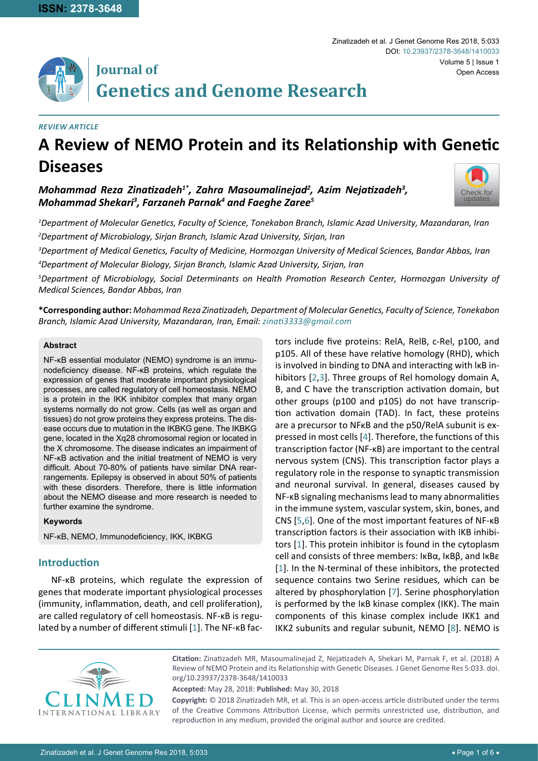ISSN: 2378-3648

Zinatizadeh et al. J Genet Genome Res 2018, 5:033

DOI: 10.23937/2378-3648/1410033

Volume 5 | Issue 1

Open Access

# Journal of Genetics and Genome Research

*REVIEW ARTICLE*

# A Review of NEMO Protein and its Relationship with Genetic Diseases

***Mohammad Reza Zinatizadeh[1*], Zahra Masoumalinejad[2], Azim Nejatizadeh[3], Mohammad Shekari[3], Farzaneh Parnak[4] and Faeghe Zaree[5]***

[1]*Department of Molecular Genetics, Faculty of Science, Tonekabon Branch, Islamic Azad University, Mazandaran, Iran*

[2]*Department of Microbiology, Sirjan Branch, Islamic Azad University, Sirjan, Iran*

[3]*Department of Medical Genetics, Faculty of Medicine, Hormozgan University of Medical Sciences, Bandar Abbas, Iran*

[4]*Department of Molecular Biology, Sirjan Branch, Islamic Azad University, Sirjan, Iran*

[5]*Department of Microbiology, Social Determinants on Health Promotion Research Center, Hormozgan University of Medical Sciences, Bandar Abbas, Iran*

**\*Corresponding author:** *Mohammad Reza Zinatizadeh, Department of Molecular Genetics, Faculty of Science, Tonekabon Branch, Islamic Azad University, Mazandaran, Iran, Email: zinati3333@gmail.com*

### Abstract

NF-κB essential modulator (NEMO) syndrome is an immunodeficiency disease. NF-κB proteins, which regulate the expression of genes that moderate important physiological processes, are called regulatory of cell homeostasis. NEMO is a protein in the IKK inhibitor complex that many organ systems normally do not grow. Cells (as well as organ and tissues) do not grow proteins they express proteins. The disease occurs due to mutation in the IKBKG gene. The IKBKG gene, located in the Xq28 chromosomal region or located in the X chromosome. The disease indicates an impairment of NF-κB activation and the initial treatment of NEMO is very difficult. About 70-80% of patients have similar DNA rearrangements. Epilepsy is observed in about 50% of patients with these disorders. Therefore, there is little information about the NEMO disease and more research is needed to further examine the syndrome.

### Keywords

NF-κB, NEMO, Immunodeficiency, IKK, IKBKG

## Introduction

NF-κB proteins, which regulate the expression of genes that moderate important physiological processes (immunity, inflammation, death, and cell proliferation), are called regulatory of cell homeostasis. NF-κB is regulated by a number of different stimuli [1]. The NF-κB factors include five proteins: RelA, RelB, c-Rel, p100, and p105. All of these have relative homology (RHD), which is involved in binding to DNA and interacting with IκB inhibitors [2,3]. Three groups of Rel homology domain A, B, and C have the transcription activation domain, but other groups (p100 and p105) do not have transcription activation domain (TAD). In fact, these proteins are a precursor to NFκB and the p50/RelA subunit is expressed in most cells [4]. Therefore, the functions of this transcription factor (NF-κB) are important to the central nervous system (CNS). This transcription factor plays a regulatory role in the response to synaptic transmission and neuronal survival. In general, diseases caused by NF-κB signaling mechanisms lead to many abnormalities in the immune system, vascular system, skin, bones, and CNS [5,6]. One of the most important features of NF-κB transcription factors is their association with IKB inhibitors [1]. This protein inhibitor is found in the cytoplasm cell and consists of three members: IκBα, IκBβ, and IκBε [1]. In the N-terminal of these inhibitors, the protected sequence contains two Serine residues, which can be altered by phosphorylation [7]. Serine phosphorylation is performed by the IκB kinase complex (IKK). The main components of this kinase complex include IKK1 and IKK2 subunits and regular subunit, NEMO [8]. NEMO is

**Citation:** Zinatizadeh MR, Masoumalinejad Z, Nejatizadeh A, Shekari M, Parnak F, et al. (2018) A Review of NEMO Protein and its Relationship with Genetic Diseases. J Genet Genome Res 5:033. doi.org/10.23937/2378-3648/1410033

**Accepted:** May 28, 2018: **Published:** May 30, 2018

**Copyright:** © 2018 Zinatizadeh MR, et al. This is an open-access article distributed under the terms of the Creative Commons Attribution License, which permits unrestricted use, distribution, and reproduction in any medium, provided the original author and source are credited.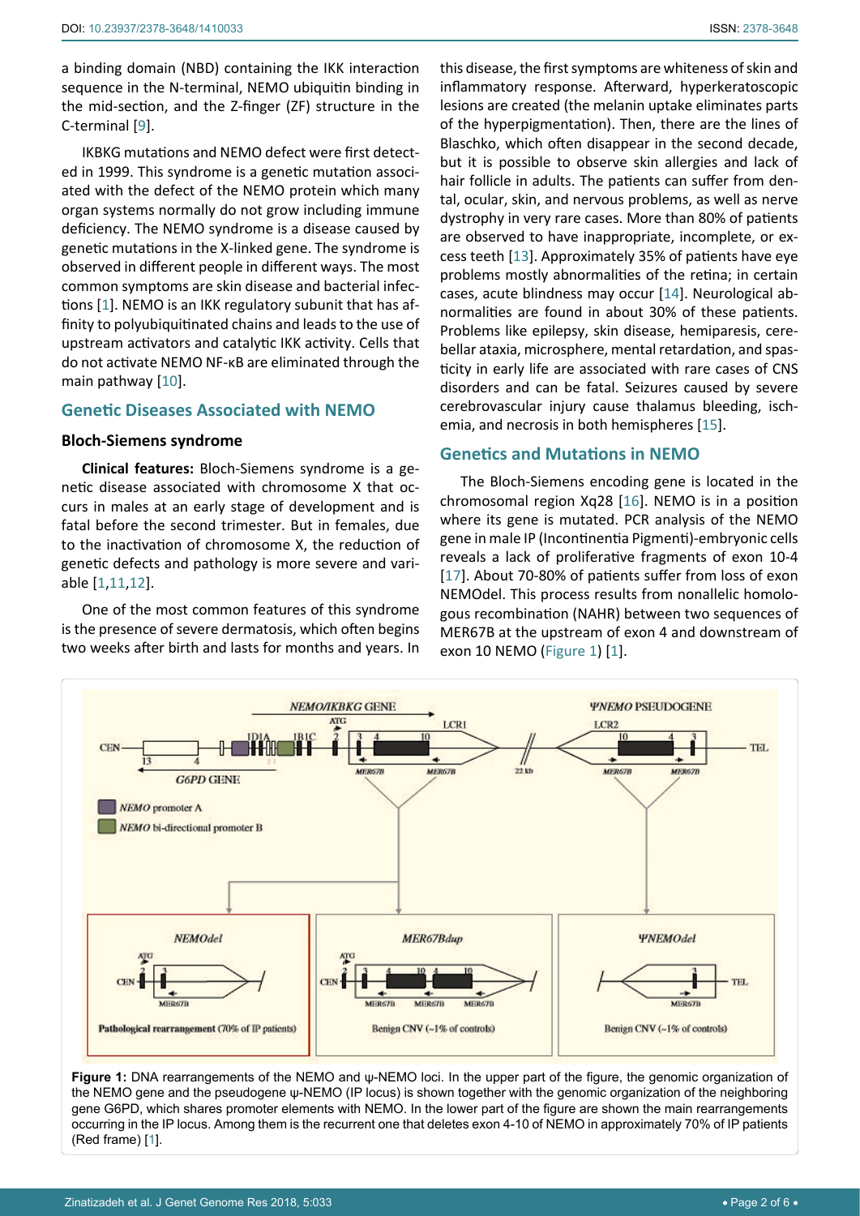a binding domain (NBD) containing the IKK interaction sequence in the N-terminal, NEMO ubiquitin binding in the mid-section, and the Z-finger (ZF) structure in the C-terminal [9].

IKBKG mutations and NEMO defect were first detected in 1999. This syndrome is a genetic mutation associated with the defect of the NEMO protein which many organ systems normally do not grow including immune deficiency. The NEMO syndrome is a disease caused by genetic mutations in the X-linked gene. The syndrome is observed in different people in different ways. The most common symptoms are skin disease and bacterial infections [1]. NEMO is an IKK regulatory subunit that has affinity to polyubiquitinated chains and leads to the use of upstream activators and catalytic IKK activity. Cells that do not activate NEMO NF-κB are eliminated through the main pathway [10].

## Genetic Diseases Associated with NEMO

### Bloch-Siemens syndrome

**Clinical features:** Bloch-Siemens syndrome is a genetic disease associated with chromosome X that occurs in males at an early stage of development and is fatal before the second trimester. But in females, due to the inactivation of chromosome X, the reduction of genetic defects and pathology is more severe and variable [1,11,12].

One of the most common features of this syndrome is the presence of severe dermatosis, which often begins two weeks after birth and lasts for months and years. In this disease, the first symptoms are whiteness of skin and inflammatory response. Afterward, hyperkeratoscopic lesions are created (the melanin uptake eliminates parts of the hyperpigmentation). Then, there are the lines of Blaschko, which often disappear in the second decade, but it is possible to observe skin allergies and lack of hair follicle in adults. The patients can suffer from dental, ocular, skin, and nervous problems, as well as nerve dystrophy in very rare cases. More than 80% of patients are observed to have inappropriate, incomplete, or excess teeth [13]. Approximately 35% of patients have eye problems mostly abnormalities of the retina; in certain cases, acute blindness may occur [14]. Neurological abnormalities are found in about 30% of these patients. Problems like epilepsy, skin disease, hemiparesis, cerebellar ataxia, microsphere, mental retardation, and spasticity in early life are associated with rare cases of CNS disorders and can be fatal. Seizures caused by severe cerebrovascular injury cause thalamus bleeding, ischemia, and necrosis in both hemispheres [15].

## Genetics and Mutations in NEMO

The Bloch-Siemens encoding gene is located in the chromosomal region Xq28 [16]. NEMO is in a position where its gene is mutated. PCR analysis of the NEMO gene in male IP (Incontinentia Pigmenti)-embryonic cells reveals a lack of proliferative fragments of exon 10-4 [17]. About 70-80% of patients suffer from loss of exon NEMOdel. This process results from nonallelic homologous recombination (NAHR) between two sequences of MER67B at the upstream of exon 4 and downstream of exon 10 NEMO (Figure 1) [1].

**Figure 1:** DNA rearrangements of the NEMO and ψ-NEMO loci. In the upper part of the figure, the genomic organization of the NEMO gene and the pseudogene ψ-NEMO (IP locus) is shown together with the genomic organization of the neighboring gene G6PD, which shares promoter elements with NEMO. In the lower part of the figure are shown the main rearrangements occurring in the IP locus. Among them is the recurrent one that deletes exon 4-10 of NEMO in approximately 70% of IP patients (Red frame) [1].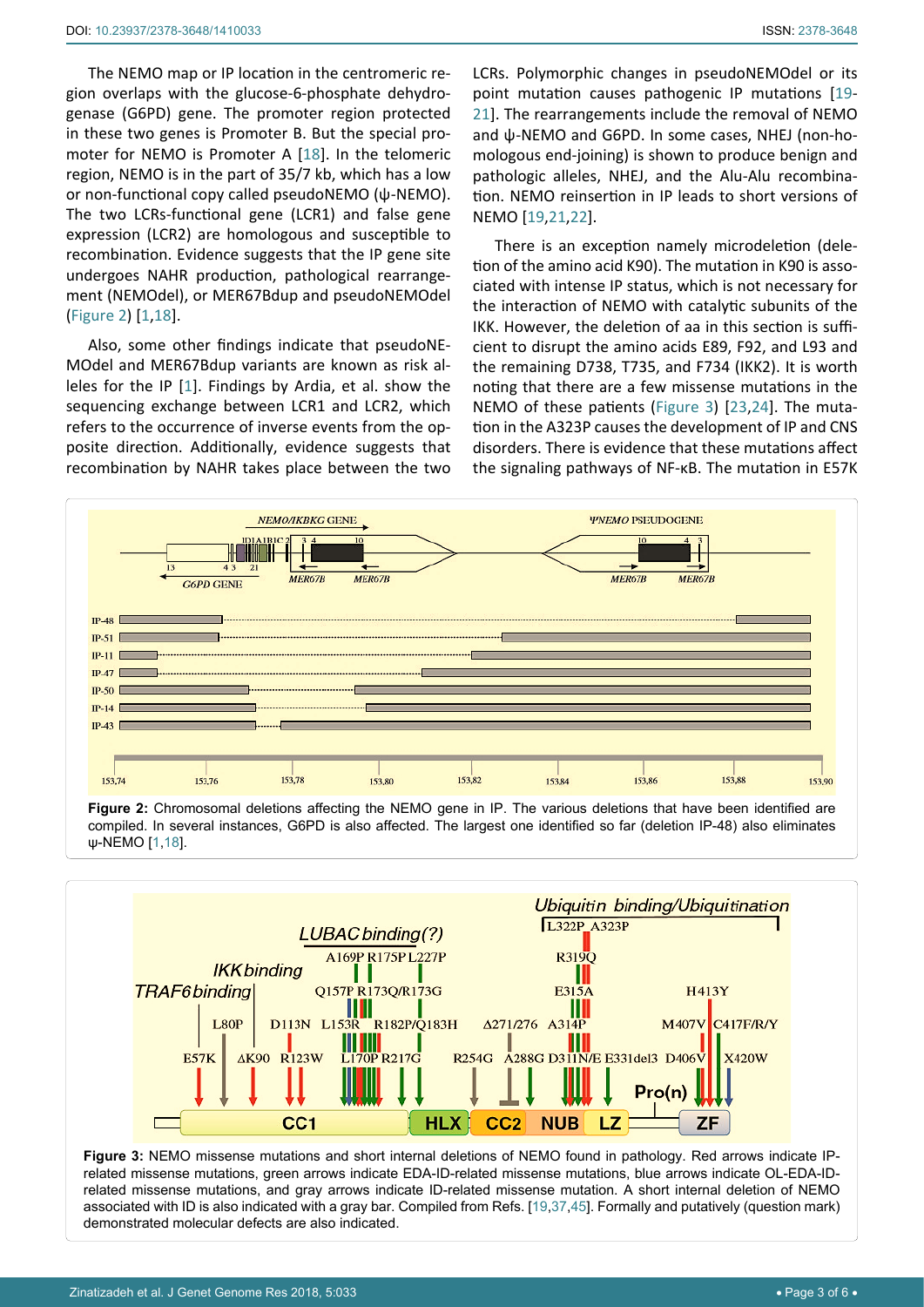The NEMO map or IP location in the centromeric region overlaps with the glucose-6-phosphate dehydrogenase (G6PD) gene. The promoter region protected in these two genes is Promoter B. But the special promoter for NEMO is Promoter A [18]. In the telomeric region, NEMO is in the part of 35/7 kb, which has a low or non-functional copy called pseudoNEMO (ψ-NEMO). The two LCRs-functional gene (LCR1) and false gene expression (LCR2) are homologous and susceptible to recombination. Evidence suggests that the IP gene site undergoes NAHR production, pathological rearrangement (NEMOdel), or MER67Bdup and pseudoNEMOdel (Figure 2) [1,18].

Also, some other findings indicate that pseudoNEMOdel and MER67Bdup variants are known as risk alleles for the IP [1]. Findings by Ardia, et al. show the sequencing exchange between LCR1 and LCR2, which refers to the occurrence of inverse events from the opposite direction. Additionally, evidence suggests that recombination by NAHR takes place between the two LCRs. Polymorphic changes in pseudoNEMOdel or its point mutation causes pathogenic IP mutations [19-21]. The rearrangements include the removal of NEMO and ψ-NEMO and G6PD. In some cases, NHEJ (non-homologous end-joining) is shown to produce benign and pathologic alleles, NHEJ, and the Alu-Alu recombination. NEMO reinsertion in IP leads to short versions of NEMO [19,21,22].

There is an exception namely microdeletion (deletion of the amino acid K90). The mutation in K90 is associated with intense IP status, which is not necessary for the interaction of NEMO with catalytic subunits of the IKK. However, the deletion of aa in this section is sufficient to disrupt the amino acids E89, F92, and L93 and the remaining D738, T735, and F734 (IKK2). It is worth noting that there are a few missense mutations in the NEMO of these patients (Figure 3) [23,24]. The mutation in the A323P causes the development of IP and CNS disorders. There is evidence that these mutations affect the signaling pathways of NF-κB. The mutation in E57K

**Figure 2:** Chromosomal deletions affecting the NEMO gene in IP. The various deletions that have been identified are compiled. In several instances, G6PD is also affected. The largest one identified so far (deletion IP-48) also eliminates ψ-NEMO [1,18].

**Figure 3:** NEMO missense mutations and short internal deletions of NEMO found in pathology. Red arrows indicate IP-related missense mutations, green arrows indicate EDA-ID-related missense mutations, blue arrows indicate OL-EDA-ID-related missense mutations, and gray arrows indicate ID-related missense mutation. A short internal deletion of NEMO associated with ID is also indicated with a gray bar. Compiled from Refs. [19,37,45]. Formally and putatively (question mark) demonstrated molecular defects are also indicated.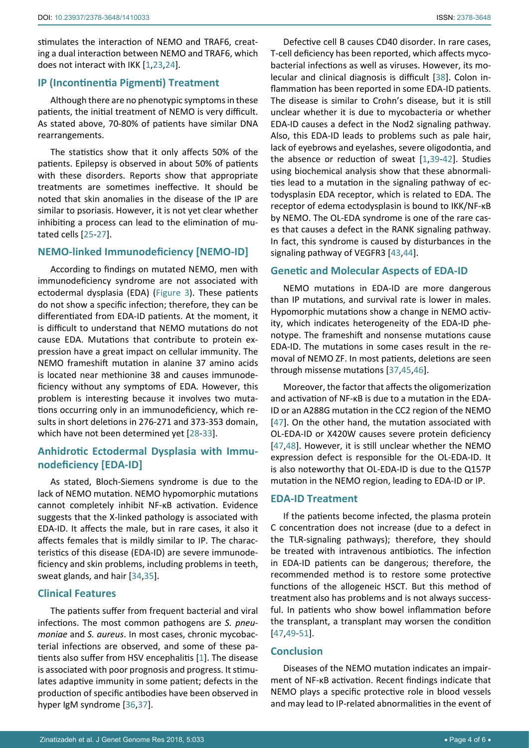stimulates the interaction of NEMO and TRAF6, creating a dual interaction between NEMO and TRAF6, which does not interact with IKK [1,23,24].

## IP (Incontinentia Pigmenti) Treatment

Although there are no phenotypic symptoms in these patients, the initial treatment of NEMO is very difficult. As stated above, 70-80% of patients have similar DNA rearrangements.

The statistics show that it only affects 50% of the patients. Epilepsy is observed in about 50% of patients with these disorders. Reports show that appropriate treatments are sometimes ineffective. It should be noted that skin anomalies in the disease of the IP are similar to psoriasis. However, it is not yet clear whether inhibiting a process can lead to the elimination of mutated cells [25-27].

## NEMO-linked Immunodeficiency [NEMO-ID]

According to findings on mutated NEMO, men with immunodeficiency syndrome are not associated with ectodermal dysplasia (EDA) (Figure 3). These patients do not show a specific infection; therefore, they can be differentiated from EDA-ID patients. At the moment, it is difficult to understand that NEMO mutations do not cause EDA. Mutations that contribute to protein expression have a great impact on cellular immunity. The NEMO frameshift mutation in alanine 37 amino acids is located near methionine 38 and causes immunodeficiency without any symptoms of EDA. However, this problem is interesting because it involves two mutations occurring only in an immunodeficiency, which results in short deletions in 276-271 and 373-353 domain, which have not been determined yet [28-33].

## Anhidrotic Ectodermal Dysplasia with Immunodeficiency [EDA-ID]

As stated, Bloch-Siemens syndrome is due to the lack of NEMO mutation. NEMO hypomorphic mutations cannot completely inhibit NF-κB activation. Evidence suggests that the X-linked pathology is associated with EDA-ID. It affects the male, but in rare cases, it also it affects females that is mildly similar to IP. The characteristics of this disease (EDA-ID) are severe immunodeficiency and skin problems, including problems in teeth, sweat glands, and hair [34,35].

## Clinical Features

The patients suffer from frequent bacterial and viral infections. The most common pathogens are *S. pneumoniae* and *S. aureus*. In most cases, chronic mycobacterial infections are observed, and some of these patients also suffer from HSV encephalitis [1]. The disease is associated with poor prognosis and progress. It stimulates adaptive immunity in some patient; defects in the production of specific antibodies have been observed in hyper IgM syndrome [36,37].

Defective cell B causes CD40 disorder. In rare cases, T-cell deficiency has been reported, which affects mycobacterial infections as well as viruses. However, its molecular and clinical diagnosis is difficult [38]. Colon inflammation has been reported in some EDA-ID patients. The disease is similar to Crohn's disease, but it is still unclear whether it is due to mycobacteria or whether EDA-ID causes a defect in the Nod2 signaling pathway. Also, this EDA-ID leads to problems such as pale hair, lack of eyebrows and eyelashes, severe oligodontia, and the absence or reduction of sweat [1,39-42]. Studies using biochemical analysis show that these abnormalities lead to a mutation in the signaling pathway of ectodysplasin EDA receptor, which is related to EDA. The receptor of edema ectodysplasin is bound to IKK/NF-κB by NEMO. The OL-EDA syndrome is one of the rare cases that causes a defect in the RANK signaling pathway. In fact, this syndrome is caused by disturbances in the signaling pathway of VEGFR3 [43,44].

## Genetic and Molecular Aspects of EDA-ID

NEMO mutations in EDA-ID are more dangerous than IP mutations, and survival rate is lower in males. Hypomorphic mutations show a change in NEMO activity, which indicates heterogeneity of the EDA-ID phenotype. The frameshift and nonsense mutations cause EDA-ID. The mutations in some cases result in the removal of NEMO ZF. In most patients, deletions are seen through missense mutations [37,45,46].

Moreover, the factor that affects the oligomerization and activation of NF-κB is due to a mutation in the EDA-ID or an A288G mutation in the CC2 region of the NEMO [47]. On the other hand, the mutation associated with OL-EDA-ID or X420W causes severe protein deficiency [47,48]. However, it is still unclear whether the NEMO expression defect is responsible for the OL-EDA-ID. It is also noteworthy that OL-EDA-ID is due to the Q157P mutation in the NEMO region, leading to EDA-ID or IP.

## EDA-ID Treatment

If the patients become infected, the plasma protein C concentration does not increase (due to a defect in the TLR-signaling pathways); therefore, they should be treated with intravenous antibiotics. The infection in EDA-ID patients can be dangerous; therefore, the recommended method is to restore some protective functions of the allogeneic HSCT. But this method of treatment also has problems and is not always successful. In patients who show bowel inflammation before the transplant, a transplant may worsen the condition [47,49-51].

## Conclusion

Diseases of the NEMO mutation indicates an impairment of NF-κB activation. Recent findings indicate that NEMO plays a specific protective role in blood vessels and may lead to IP-related abnormalities in the event of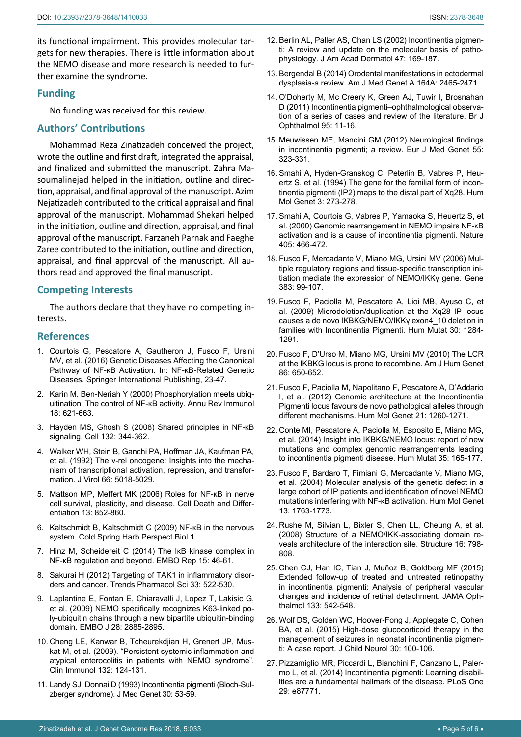its functional impairment. This provides molecular targets for new therapies. There is little information about the NEMO disease and more research is needed to further examine the syndrome.

## Funding

No funding was received for this review.

## Authors' Contributions

Mohammad Reza Zinatizadeh conceived the project, wrote the outline and first draft, integrated the appraisal, and finalized and submitted the manuscript. Zahra Masoumalinejad helped in the initiation, outline and direction, appraisal, and final approval of the manuscript. Azim Nejatizadeh contributed to the critical appraisal and final approval of the manuscript. Mohammad Shekari helped in the initiation, outline and direction, appraisal, and final approval of the manuscript. Farzaneh Parnak and Faeghe Zaree contributed to the initiation, outline and direction, appraisal, and final approval of the manuscript. All authors read and approved the final manuscript.

## Competing Interests

The authors declare that they have no competing interests.

## References

1. Courtois G, Pescatore A, Gautheron J, Fusco F, Ursini MV, et al. (2016) Genetic Diseases Affecting the Canonical Pathway of NF-κB Activation. In: NF-κB-Related Genetic Diseases. Springer International Publishing, 23-47.
2. Karin M, Ben-Neriah Y (2000) Phosphorylation meets ubiquitination: The control of NF-κB activity. Annu Rev Immunol 18: 621-663.
3. Hayden MS, Ghosh S (2008) Shared principles in NF-κB signaling. Cell 132: 344-362.
4. Walker WH, Stein B, Ganchi PA, Hoffman JA, Kaufman PA, et al. (1992) The v-rel oncogene: Insights into the mechanism of transcriptional activation, repression, and transformation. J Virol 66: 5018-5029.
5. Mattson MP, Meffert MK (2006) Roles for NF-κB in nerve cell survival, plasticity, and disease. Cell Death and Differentiation 13: 852-860.
6. Kaltschmidt B, Kaltschmidt C (2009) NF-κB in the nervous system. Cold Spring Harb Perspect Biol 1.
7. Hinz M, Scheidereit C (2014) The IκB kinase complex in NF-κB regulation and beyond. EMBO Rep 15: 46-61.
8. Sakurai H (2012) Targeting of TAK1 in inflammatory disorders and cancer. Trends Pharmacol Sci 33: 522-530.
9. Laplantine E, Fontan E, Chiaravalli J, Lopez T, Lakisic G, et al. (2009) NEMO specifically recognizes K63-linked poly-ubiquitin chains through a new bipartite ubiquitin-binding domain. EMBO J 28: 2885-2895.
10. Cheng LE, Kanwar B, Tcheurekdjian H, Grenert JP, Muskat M, et al. (2009). "Persistent systemic inflammation and atypical enterocolitis in patients with NEMO syndrome". Clin Immunol 132: 124-131.
11. Landy SJ, Donnai D (1993) Incontinentia pigmenti (Bloch-Sulzberger syndrome). J Med Genet 30: 53-59.
12. Berlin AL, Paller AS, Chan LS (2002) Incontinentia pigmenti: A review and update on the molecular basis of pathophysiology. J Am Acad Dermatol 47: 169-187.
13. Bergendal B (2014) Orodental manifestations in ectodermal dysplasia-a review. Am J Med Genet A 164A: 2465-2471.
14. O'Doherty M, Mc Creery K, Green AJ, Tuwir I, Brosnahan D (2011) Incontinentia pigmenti–ophthalmological observation of a series of cases and review of the literature. Br J Ophthalmol 95: 11-16.
15. Meuwissen ME, Mancini GM (2012) Neurological findings in incontinentia pigmenti; a review. Eur J Med Genet 55: 323-331.
16. Smahi A, Hyden-Granskog C, Peterlin B, Vabres P, Heuertz S, et al. (1994) The gene for the familial form of incontinentia pigmenti (IP2) maps to the distal part of Xq28. Hum Mol Genet 3: 273-278.
17. Smahi A, Courtois G, Vabres P, Yamaoka S, Heuertz S, et al. (2000) Genomic rearrangement in NEMO impairs NF-κB activation and is a cause of incontinentia pigmenti. Nature 405: 466-472.
18. Fusco F, Mercadante V, Miano MG, Ursini MV (2006) Multiple regulatory regions and tissue-specific transcription initiation mediate the expression of NEMO/IKKγ gene. Gene 383: 99-107.
19. Fusco F, Paciolla M, Pescatore A, Lioi MB, Ayuso C, et al. (2009) Microdeletion/duplication at the Xq28 IP locus causes a de novo IKBKG/NEMO/IKKγ exon4_10 deletion in families with Incontinentia Pigmenti. Hum Mutat 30: 1284-1291.
20. Fusco F, D'Urso M, Miano MG, Ursini MV (2010) The LCR at the IKBKG locus is prone to recombine. Am J Hum Genet 86: 650-652.
21. Fusco F, Paciolla M, Napolitano F, Pescatore A, D'Addario I, et al. (2012) Genomic architecture at the Incontinentia Pigmenti locus favours de novo pathological alleles through different mechanisms. Hum Mol Genet 21: 1260-1271.
22. Conte MI, Pescatore A, Paciolla M, Esposito E, Miano MG, et al. (2014) Insight into IKBKG/NEMO locus: report of new mutations and complex genomic rearrangements leading to incontinentia pigmenti disease. Hum Mutat 35: 165-177.
23. Fusco F, Bardaro T, Fimiani G, Mercadante V, Miano MG, et al. (2004) Molecular analysis of the genetic defect in a large cohort of IP patients and identification of novel NEMO mutations interfering with NF-κB activation. Hum Mol Genet 13: 1763-1773.
24. Rushe M, Silvian L, Bixler S, Chen LL, Cheung A, et al. (2008) Structure of a NEMO/IKK-associating domain reveals architecture of the interaction site. Structure 16: 798-808.
25. Chen CJ, Han IC, Tian J, Muñoz B, Goldberg MF (2015) Extended follow-up of treated and untreated retinopathy in incontinentia pigmenti: Analysis of peripheral vascular changes and incidence of retinal detachment. JAMA Ophthalmol 133: 542-548.
26. Wolf DS, Golden WC, Hoover-Fong J, Applegate C, Cohen BA, et al. (2015) High-dose glucocorticoid therapy in the management of seizures in neonatal incontinentia pigmenti: A case report. J Child Neurol 30: 100-106.
27. Pizzamiglio MR, Piccardi L, Bianchini F, Canzano L, Palermo L, et al. (2014) Incontinentia pigmenti: Learning disabilities are a fundamental hallmark of the disease. PLoS One 29: e87771.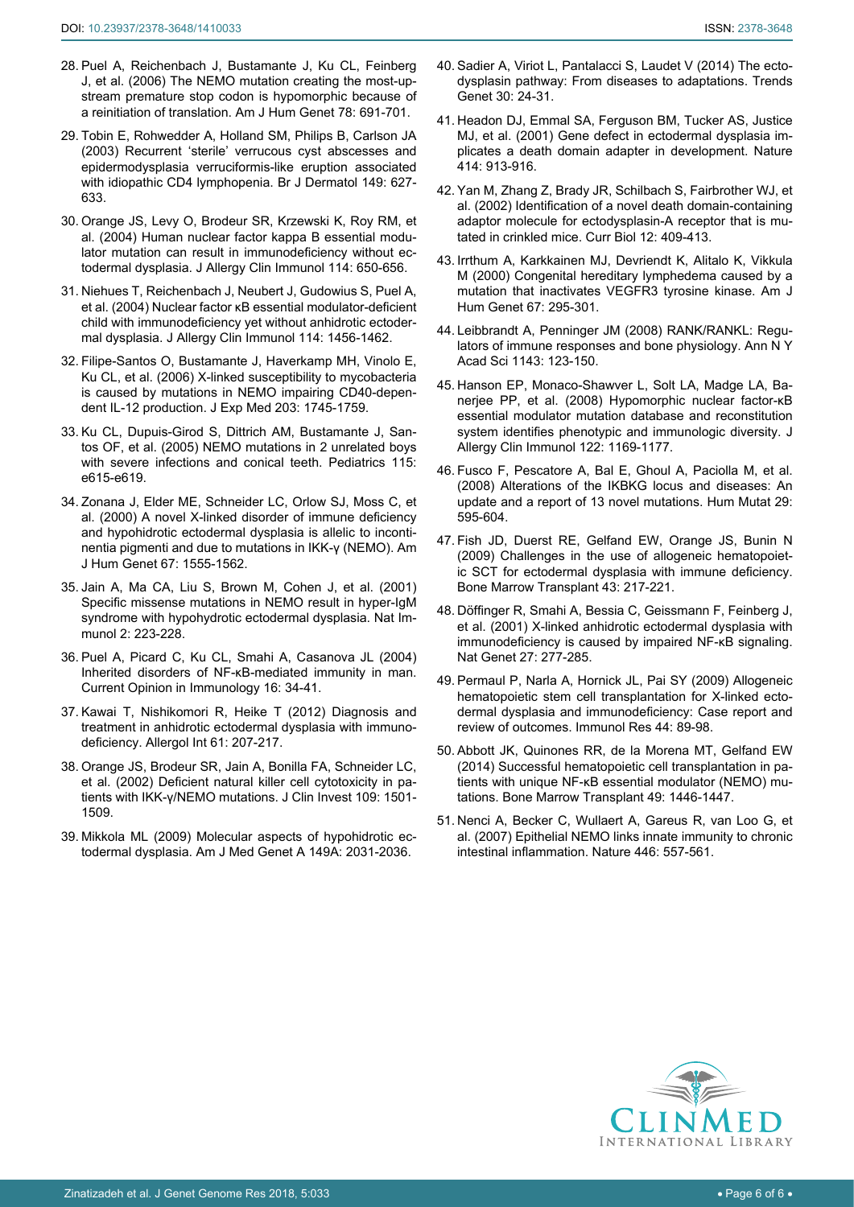28. Puel A, Reichenbach J, Bustamante J, Ku CL, Feinberg J, et al. (2006) The NEMO mutation creating the most-upstream premature stop codon is hypomorphic because of a reinitiation of translation. Am J Hum Genet 78: 691-701.

29. Tobin E, Rohwedder A, Holland SM, Philips B, Carlson JA (2003) Recurrent 'sterile' verrucous cyst abscesses and epidermodysplasia verruciformis-like eruption associated with idiopathic CD4 lymphopenia. Br J Dermatol 149: 627-633.

30. Orange JS, Levy O, Brodeur SR, Krzewski K, Roy RM, et al. (2004) Human nuclear factor kappa B essential modulator mutation can result in immunodeficiency without ectodermal dysplasia. J Allergy Clin Immunol 114: 650-656.

31. Niehues T, Reichenbach J, Neubert J, Gudowius S, Puel A, et al. (2004) Nuclear factor κB essential modulator-deficient child with immunodeficiency yet without anhidrotic ectodermal dysplasia. J Allergy Clin Immunol 114: 1456-1462.

32. Filipe-Santos O, Bustamante J, Haverkamp MH, Vinolo E, Ku CL, et al. (2006) X-linked susceptibility to mycobacteria is caused by mutations in NEMO impairing CD40-dependent IL-12 production. J Exp Med 203: 1745-1759.

33. Ku CL, Dupuis-Girod S, Dittrich AM, Bustamante J, Santos OF, et al. (2005) NEMO mutations in 2 unrelated boys with severe infections and conical teeth. Pediatrics 115: e615-e619.

34. Zonana J, Elder ME, Schneider LC, Orlow SJ, Moss C, et al. (2000) A novel X-linked disorder of immune deficiency and hypohidrotic ectodermal dysplasia is allelic to incontinentia pigmenti and due to mutations in IKK-γ (NEMO). Am J Hum Genet 67: 1555-1562.

35. Jain A, Ma CA, Liu S, Brown M, Cohen J, et al. (2001) Specific missense mutations in NEMO result in hyper-IgM syndrome with hypohydrotic ectodermal dysplasia. Nat Immunol 2: 223-228.

36. Puel A, Picard C, Ku CL, Smahi A, Casanova JL (2004) Inherited disorders of NF-κB-mediated immunity in man. Current Opinion in Immunology 16: 34-41.

37. Kawai T, Nishikomori R, Heike T (2012) Diagnosis and treatment in anhidrotic ectodermal dysplasia with immunodeficiency. Allergol Int 61: 207-217.

38. Orange JS, Brodeur SR, Jain A, Bonilla FA, Schneider LC, et al. (2002) Deficient natural killer cell cytotoxicity in patients with IKK-γ/NEMO mutations. J Clin Invest 109: 1501-1509.

39. Mikkola ML (2009) Molecular aspects of hypohidrotic ectodermal dysplasia. Am J Med Genet A 149A: 2031-2036.

40. Sadier A, Viriot L, Pantalacci S, Laudet V (2014) The ectodysplasin pathway: From diseases to adaptations. Trends Genet 30: 24-31.

41. Headon DJ, Emmal SA, Ferguson BM, Tucker AS, Justice MJ, et al. (2001) Gene defect in ectodermal dysplasia implicates a death domain adapter in development. Nature 414: 913-916.

42. Yan M, Zhang Z, Brady JR, Schilbach S, Fairbrother WJ, et al. (2002) Identification of a novel death domain-containing adaptor molecule for ectodysplasin-A receptor that is mutated in crinkled mice. Curr Biol 12: 409-413.

43. Irrthum A, Karkkainen MJ, Devriendt K, Alitalo K, Vikkula M (2000) Congenital hereditary lymphedema caused by a mutation that inactivates VEGFR3 tyrosine kinase. Am J Hum Genet 67: 295-301.

44. Leibbrandt A, Penninger JM (2008) RANK/RANKL: Regulators of immune responses and bone physiology. Ann N Y Acad Sci 1143: 123-150.

45. Hanson EP, Monaco-Shawver L, Solt LA, Madge LA, Banerjee PP, et al. (2008) Hypomorphic nuclear factor-κB essential modulator mutation database and reconstitution system identifies phenotypic and immunologic diversity. J Allergy Clin Immunol 122: 1169-1177.

46. Fusco F, Pescatore A, Bal E, Ghoul A, Paciolla M, et al. (2008) Alterations of the IKBKG locus and diseases: An update and a report of 13 novel mutations. Hum Mutat 29: 595-604.

47. Fish JD, Duerst RE, Gelfand EW, Orange JS, Bunin N (2009) Challenges in the use of allogeneic hematopoietic SCT for ectodermal dysplasia with immune deficiency. Bone Marrow Transplant 43: 217-221.

48. Döffinger R, Smahi A, Bessia C, Geissmann F, Feinberg J, et al. (2001) X-linked anhidrotic ectodermal dysplasia with immunodeficiency is caused by impaired NF-κB signaling. Nat Genet 27: 277-285.

49. Permaul P, Narla A, Hornick JL, Pai SY (2009) Allogeneic hematopoietic stem cell transplantation for X-linked ectodermal dysplasia and immunodeficiency: Case report and review of outcomes. Immunol Res 44: 89-98.

50. Abbott JK, Quinones RR, de la Morena MT, Gelfand EW (2014) Successful hematopoietic cell transplantation in patients with unique NF-κB essential modulator (NEMO) mutations. Bone Marrow Transplant 49: 1446-1447.

51. Nenci A, Becker C, Wullaert A, Gareus R, van Loo G, et al. (2007) Epithelial NEMO links innate immunity to chronic intestinal inflammation. Nature 446: 557-561.